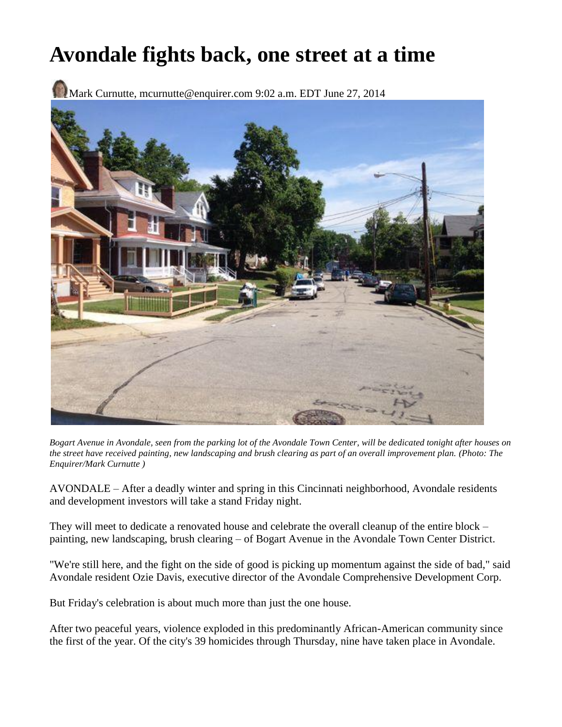# Avondale fights back, one street at a time

Mark Curnutte, mcurnutte@enquirer.com 9:02 a.m. EDT June 27, 2014

*Bogart Avenue in Avondale, seen from the parking lot of the Avondale Town Center, will be dedicated tonight after houses on the street have received painting, new landscaping and brush clearing as part of an overall improvement plan. (Photo: The Enquirer/Mark Curnutte )*

AVONDALE – After a deadly winter and spring in this Cincinnati neighborhood, Avondale residents and development investors will take a stand Friday night.

They will meet to dedicate a renovated house and celebrate the overall cleanup of the entire block – painting, new landscaping, brush clearing – of Bogart Avenue in the Avondale Town Center District.

"We're still here, and the fight on the side of good is picking up momentum against the side of bad," said Avondale resident Ozie Davis, executive director of the Avondale Comprehensive Development Corp.

But Friday's celebration is about much more than just the one house.

After two peaceful years, violence exploded in this predominantly African-American community since the first of the year. Of the city's 39 homicides through Thursday, nine have taken place in Avondale.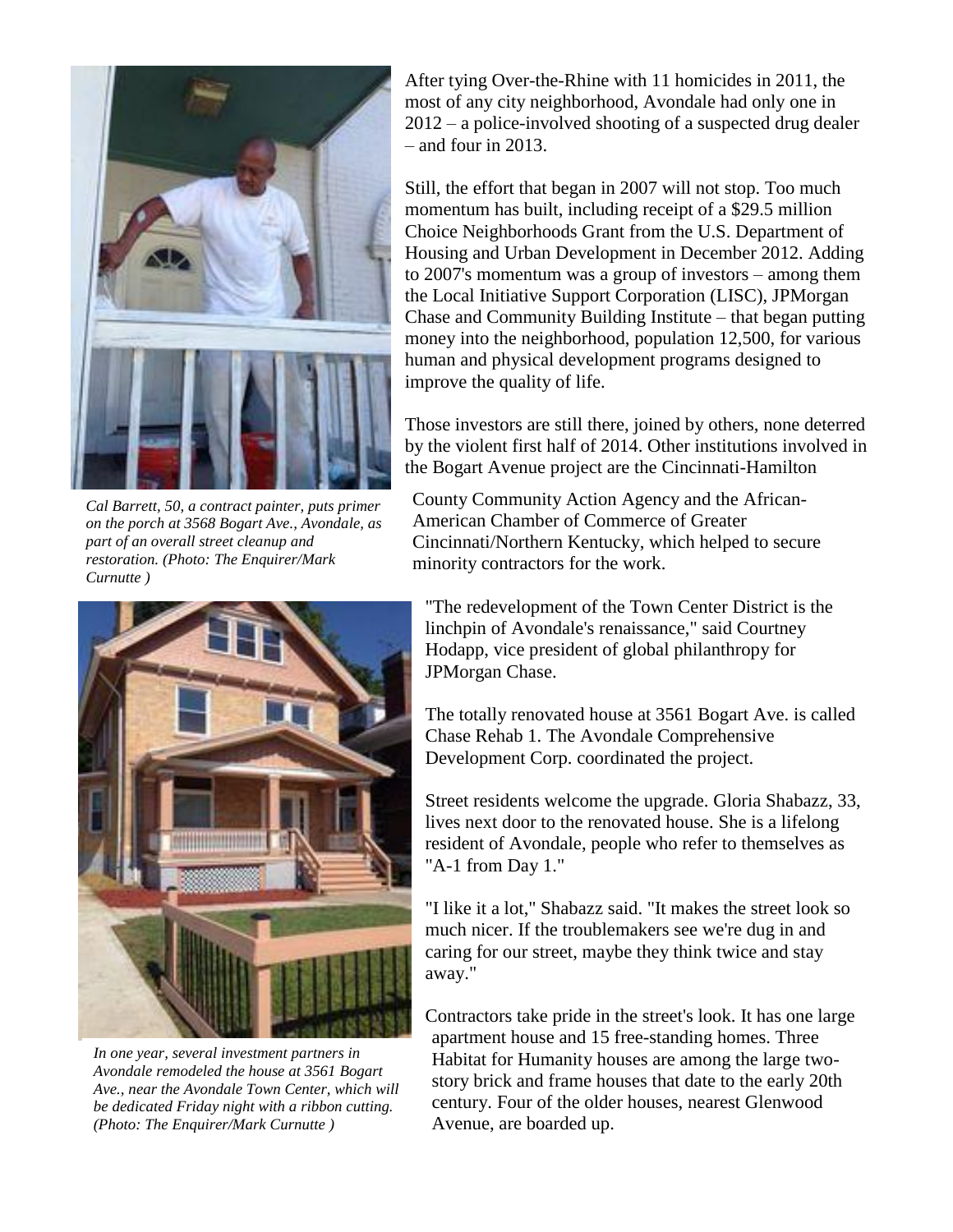After tying Over-the-Rhine with 11 homicides in 2011, the most of any city neighborhood, Avondale had only one in 2012 – a police-involved shooting of a suspected drug dealer – and four in 2013.

Still, the effort that began in 2007 will not stop. Too much momentum has built, including receipt of a $29.5 million Choice Neighborhoods Grant from the U.S. Department of Housing and Urban Development in December 2012. Adding to 2007's momentum was a group of investors – among them the Local Initiative Support Corporation (LISC), JPMorgan Chase and Community Building Institute – that began putting money into the neighborhood, population 12,500, for various human and physical development programs designed to improve the quality of life.

Those investors are still there, joined by others, none deterred by the violent first half of 2014. Other institutions involved in the Bogart Avenue project are the Cincinnati-Hamilton County Community Action Agency and the African-American Chamber of Commerce of Greater Cincinnati/Northern Kentucky, which helped to secure minority contractors for the work.

*Cal Barrett, 50, a contract painter, puts primer on the porch at 3568 Bogart Ave., Avondale, as part of an overall street cleanup and restoration. (Photo: The Enquirer/Mark Curnutte )*

"The redevelopment of the Town Center District is the linchpin of Avondale's renaissance," said Courtney Hodapp, vice president of global philanthropy for JPMorgan Chase.

The totally renovated house at 3561 Bogart Ave. is called Chase Rehab 1. The Avondale Comprehensive Development Corp. coordinated the project.

Street residents welcome the upgrade. Gloria Shabazz, 33, lives next door to the renovated house. She is a lifelong resident of Avondale, people who refer to themselves as "A-1 from Day 1."

"I like it a lot," Shabazz said. "It makes the street look so much nicer. If the troublemakers see we're dug in and caring for our street, maybe they think twice and stay away."

*In one year, several investment partners in Avondale remodeled the house at 3561 Bogart Ave., near the Avondale Town Center, which will be dedicated Friday night with a ribbon cutting. (Photo: The Enquirer/Mark Curnutte )*

Contractors take pride in the street's look. It has one large apartment house and 15 free-standing homes. Three Habitat for Humanity houses are among the large two-story brick and frame houses that date to the early 20th century. Four of the older houses, nearest Glenwood Avenue, are boarded up.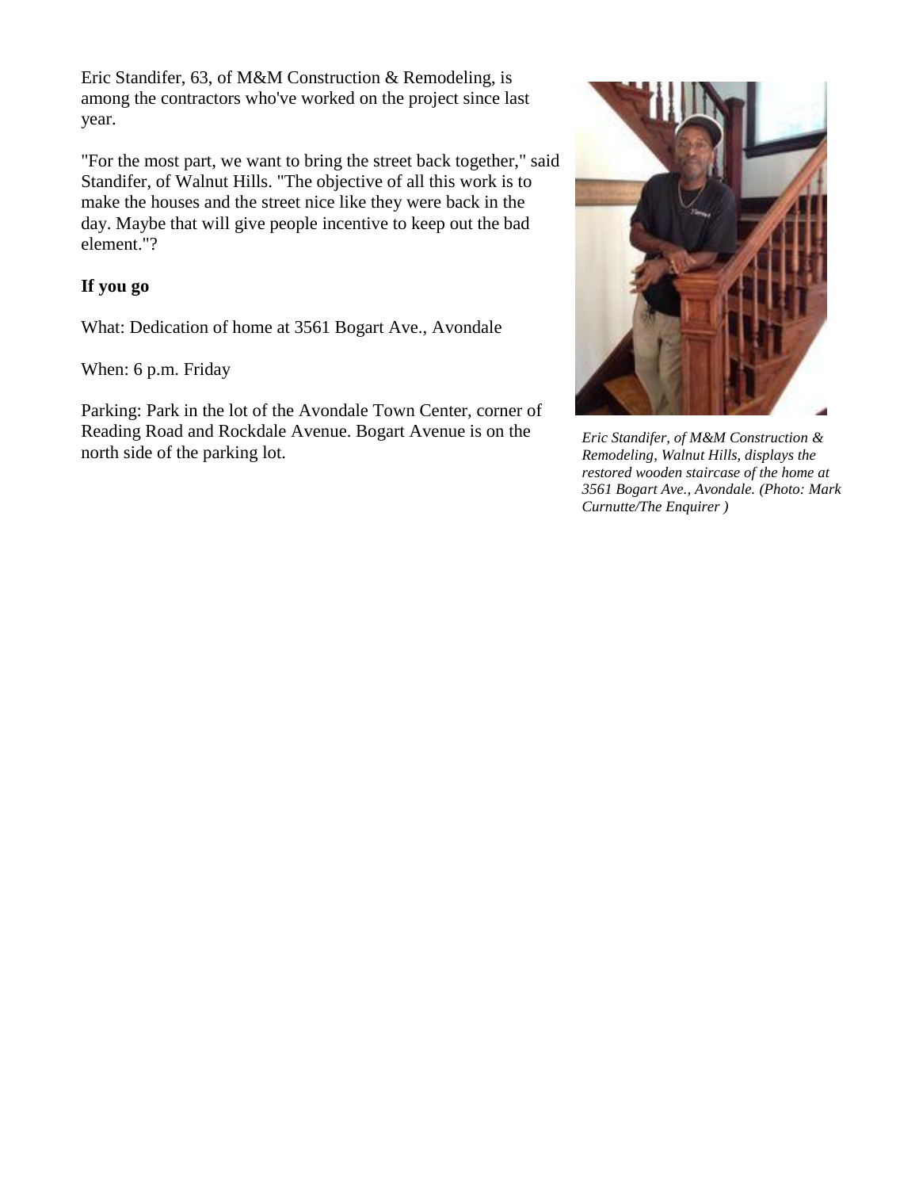Eric Standifer, 63, of M&M Construction & Remodeling, is among the contractors who've worked on the project since last year.

"For the most part, we want to bring the street back together," said Standifer, of Walnut Hills. "The objective of all this work is to make the houses and the street nice like they were back in the day. Maybe that will give people incentive to keep out the bad element."?

**If you go**

What: Dedication of home at 3561 Bogart Ave., Avondale

When: 6 p.m. Friday

Parking: Park in the lot of the Avondale Town Center, corner of Reading Road and Rockdale Avenue. Bogart Avenue is on the north side of the parking lot.

*Eric Standifer, of M&M Construction & Remodeling, Walnut Hills, displays the restored wooden staircase of the home at 3561 Bogart Ave., Avondale. (Photo: Mark Curnutte/The Enquirer )*